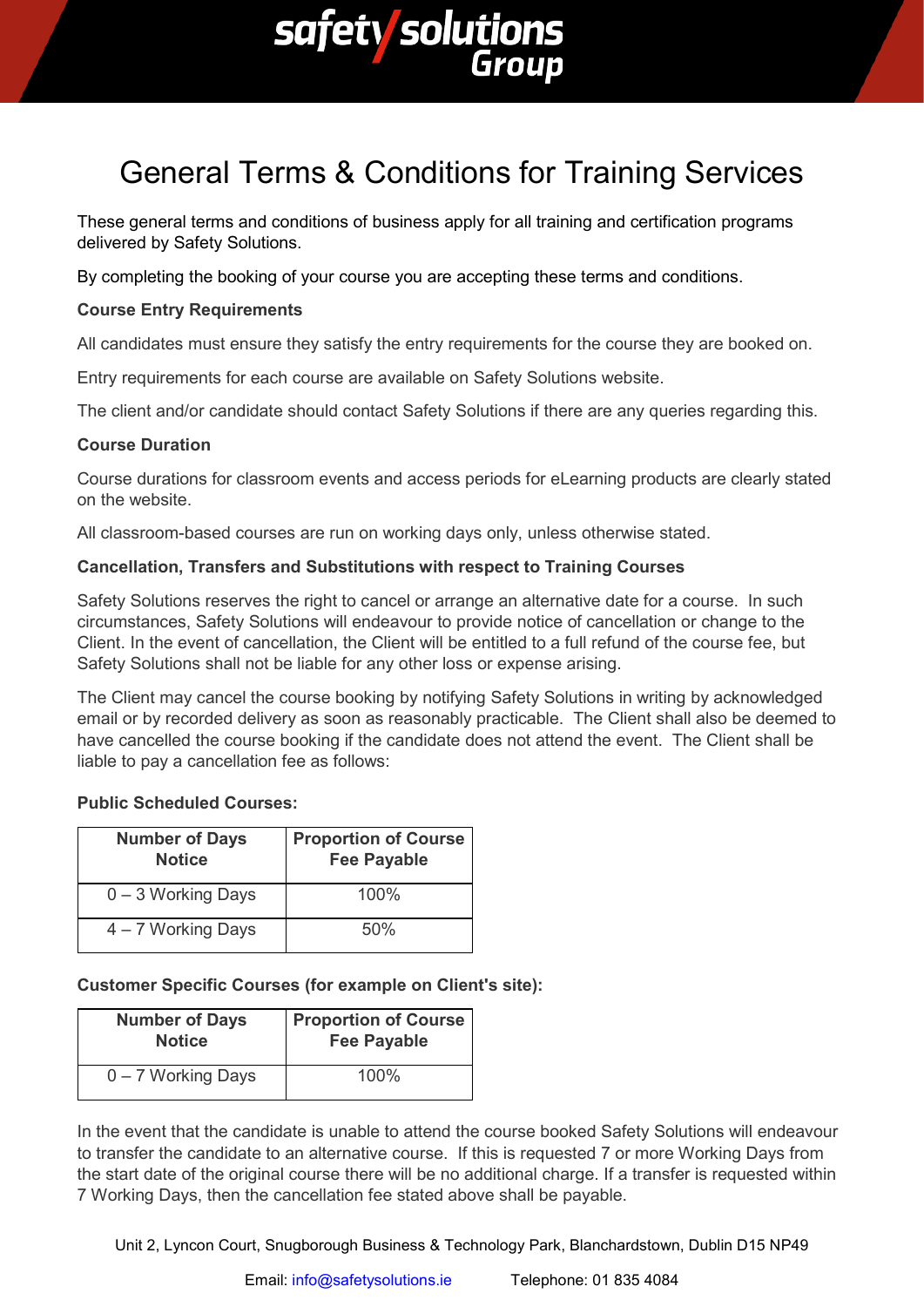# General Terms & Conditions for Training Services

These general terms and conditions of business apply for all training and certification programs delivered by Safety Solutions.

By completing the booking of your course you are accepting these terms and conditions.

**Course Entry Requirements**

All candidates must ensure they satisfy the entry requirements for the course they are booked on.

Entry requirements for each course are available on Safety Solutions website.

The client and/or candidate should contact Safety Solutions if there are any queries regarding this.

**Course Duration**

Course durations for classroom events and access periods for eLearning products are clearly stated on the website.

All classroom-based courses are run on working days only, unless otherwise stated.

**Cancellation, Transfers and Substitutions with respect to Training Courses**

Safety Solutions reserves the right to cancel or arrange an alternative date for a course. In such circumstances, Safety Solutions will endeavour to provide notice of cancellation or change to the Client. In the event of cancellation, the Client will be entitled to a full refund of the course fee, but Safety Solutions shall not be liable for any other loss or expense arising.

The Client may cancel the course booking by notifying Safety Solutions in writing by acknowledged email or by recorded delivery as soon as reasonably practicable. The Client shall also be deemed to have cancelled the course booking if the candidate does not attend the event. The Client shall be liable to pay a cancellation fee as follows:

**Public Scheduled Courses:**

| Number of Days Notice | Proportion of Course Fee Payable |
|---|---|
| 0 – 3 Working Days | 100% |
| 4 – 7 Working Days | 50% |

**Customer Specific Courses (for example on Client's site):**

| Number of Days Notice | Proportion of Course Fee Payable |
|---|---|
| 0 – 7 Working Days | 100% |

In the event that the candidate is unable to attend the course booked Safety Solutions will endeavour to transfer the candidate to an alternative course. If this is requested 7 or more Working Days from the start date of the original course there will be no additional charge. If a transfer is requested within 7 Working Days, then the cancellation fee stated above shall be payable.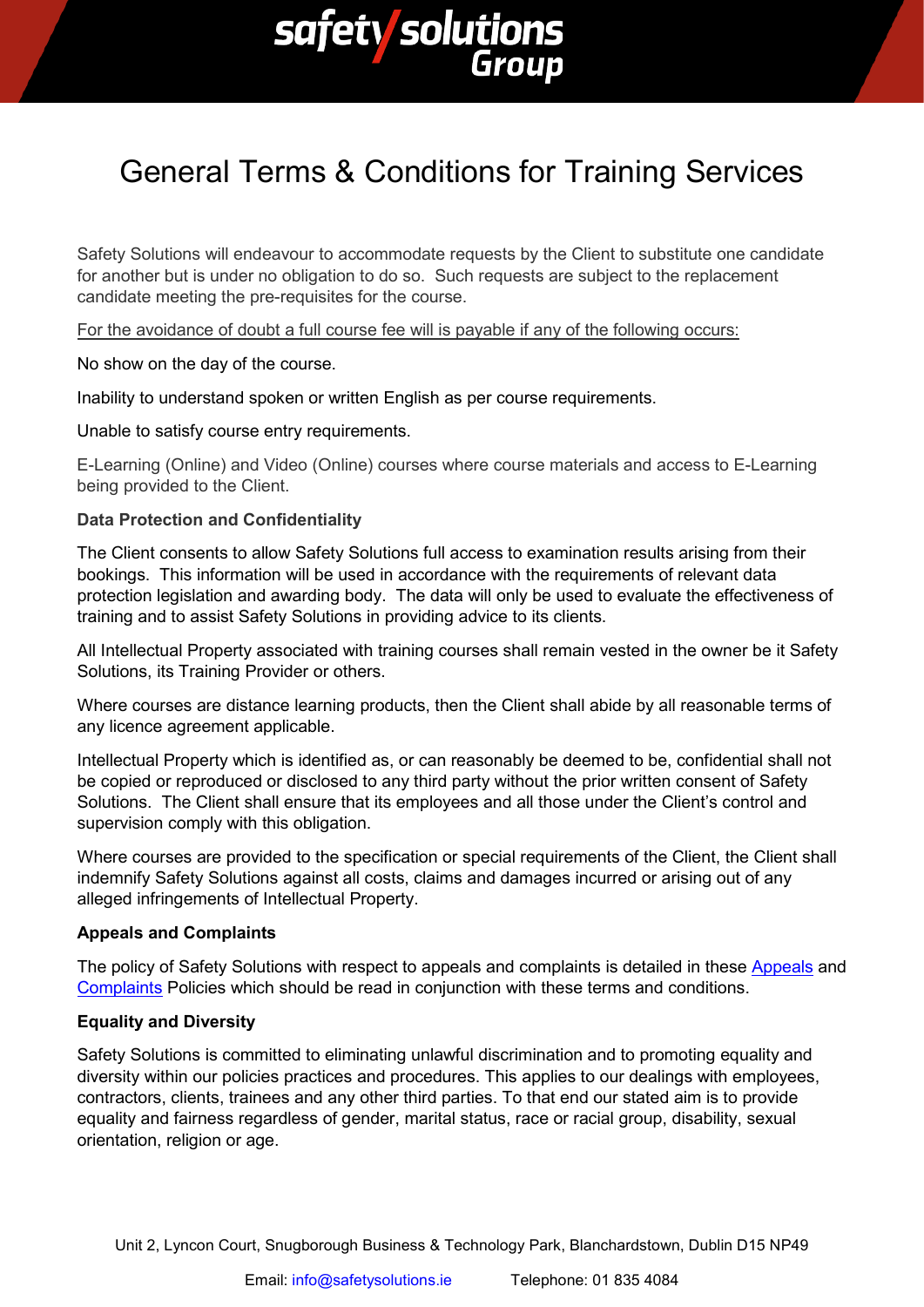# General Terms & Conditions for Training Services

Safety Solutions will endeavour to accommodate requests by the Client to substitute one candidate for another but is under no obligation to do so. Such requests are subject to the replacement candidate meeting the pre-requisites for the course.

For the avoidance of doubt a full course fee will is payable if any of the following occurs:

No show on the day of the course.

Inability to understand spoken or written English as per course requirements.

Unable to satisfy course entry requirements.

E-Learning (Online) and Video (Online) courses where course materials and access to E-Learning being provided to the Client.

**Data Protection and Confidentiality**

The Client consents to allow Safety Solutions full access to examination results arising from their bookings. This information will be used in accordance with the requirements of relevant data protection legislation and awarding body. The data will only be used to evaluate the effectiveness of training and to assist Safety Solutions in providing advice to its clients.

All Intellectual Property associated with training courses shall remain vested in the owner be it Safety Solutions, its Training Provider or others.

Where courses are distance learning products, then the Client shall abide by all reasonable terms of any licence agreement applicable.

Intellectual Property which is identified as, or can reasonably be deemed to be, confidential shall not be copied or reproduced or disclosed to any third party without the prior written consent of Safety Solutions. The Client shall ensure that its employees and all those under the Client's control and supervision comply with this obligation.

Where courses are provided to the specification or special requirements of the Client, the Client shall indemnify Safety Solutions against all costs, claims and damages incurred or arising out of any alleged infringements of Intellectual Property.

**Appeals and Complaints**

The policy of Safety Solutions with respect to appeals and complaints is detailed in these Appeals and Complaints Policies which should be read in conjunction with these terms and conditions.

**Equality and Diversity**

Safety Solutions is committed to eliminating unlawful discrimination and to promoting equality and diversity within our policies practices and procedures. This applies to our dealings with employees, contractors, clients, trainees and any other third parties. To that end our stated aim is to provide equality and fairness regardless of gender, marital status, race or racial group, disability, sexual orientation, religion or age.